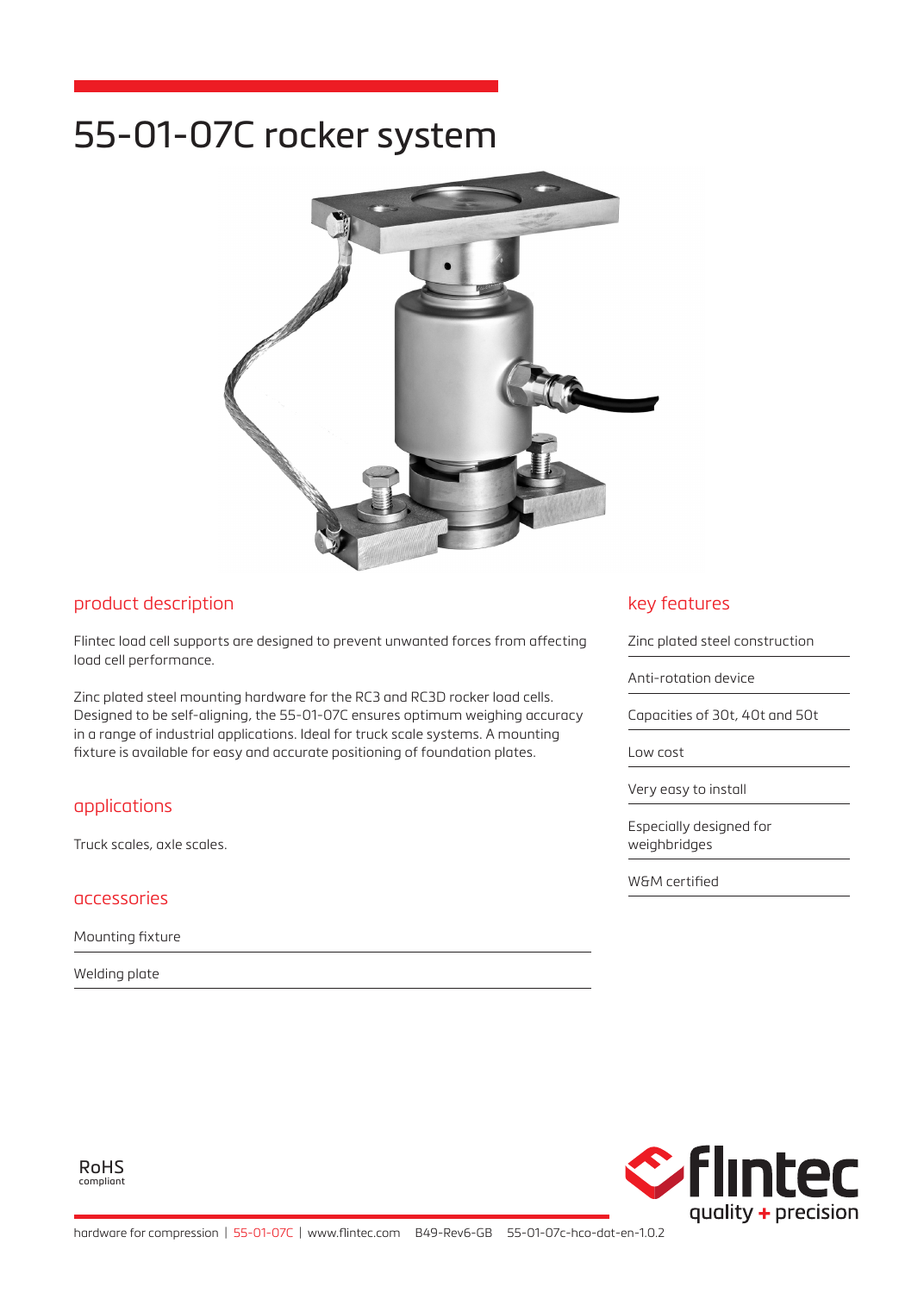# 55-01-07C rocker system

## product description

Flintec load cell supports are designed to prevent unwanted forces from affecting load cell performance.

Zinc plated steel mounting hardware for the RC3 and RC3D rocker load cells. Designed to be self-aligning, the 55-01-07C ensures optimum weighing accuracy in a range of industrial applications. Ideal for truck scale systems. A mounting fixture is available for easy and accurate positioning of foundation plates.

## applications

Truck scales, axle scales.

## accessories

- Mounting fixture
- Welding plate

## key features

- Zinc plated steel construction
- Anti-rotation device
- Capacities of 30t, 40t and 50t
- Low cost
- Very easy to install
- Especially designed for weighbridges
- W&M certified

RoHS compliant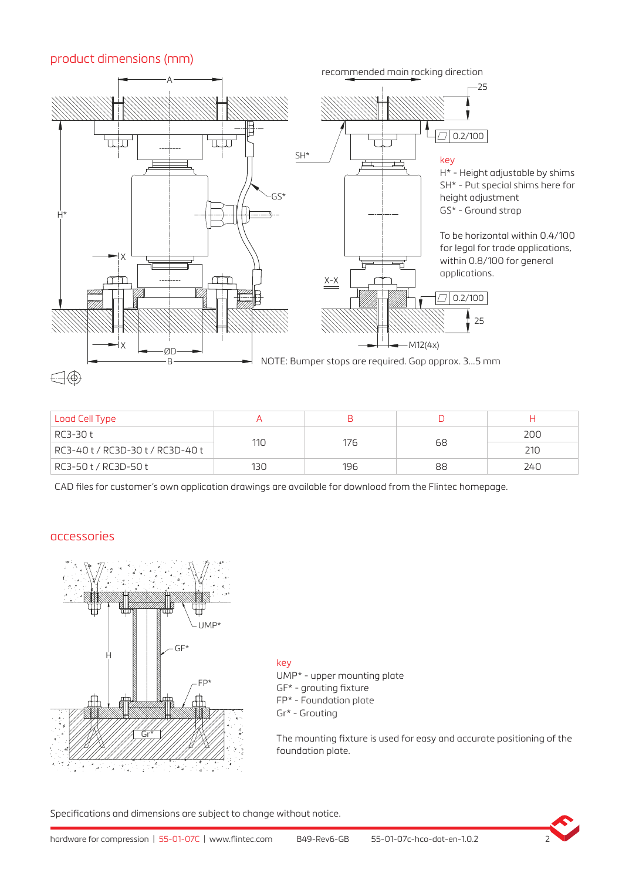## product dimensions (mm)

recommended main rocking direction

A

H*

X

X

ØD

B

SH*

GS*

X-X

M12(4x)

25

0.2/100

0.2/100

25

key

H* - Height adjustable by shims

SH* - Put special shims here for height adjustment

GS* - Ground strap

To be horizontal within 0.4/100 for legal for trade applications, within 0.8/100 for general applications.

NOTE: Bumper stops are required. Gap approx. 3...5 mm

| Load Cell Type | A | B | D | H |
|---|---|---|---|---|
| RC3-30 t | 110 | 176 | 68 | 200 |
| RC3-40 t / RC3D-30 t / RC3D-40 t | | | | 210 |
| RC3-50 t / RC3D-50 t | 130 | 196 | 88 | 240 |

CAD files for customer's own application drawings are available for download from the Flintec homepage.

## accessories

UMP*

GF*

FP*

H

Gr*

key

UMP* - upper mounting plate

GF* - grouting fixture

FP* - Foundation plate

Gr* - Grouting

The mounting fixture is used for easy and accurate positioning of the foundation plate.

Specifications and dimensions are subject to change without notice.